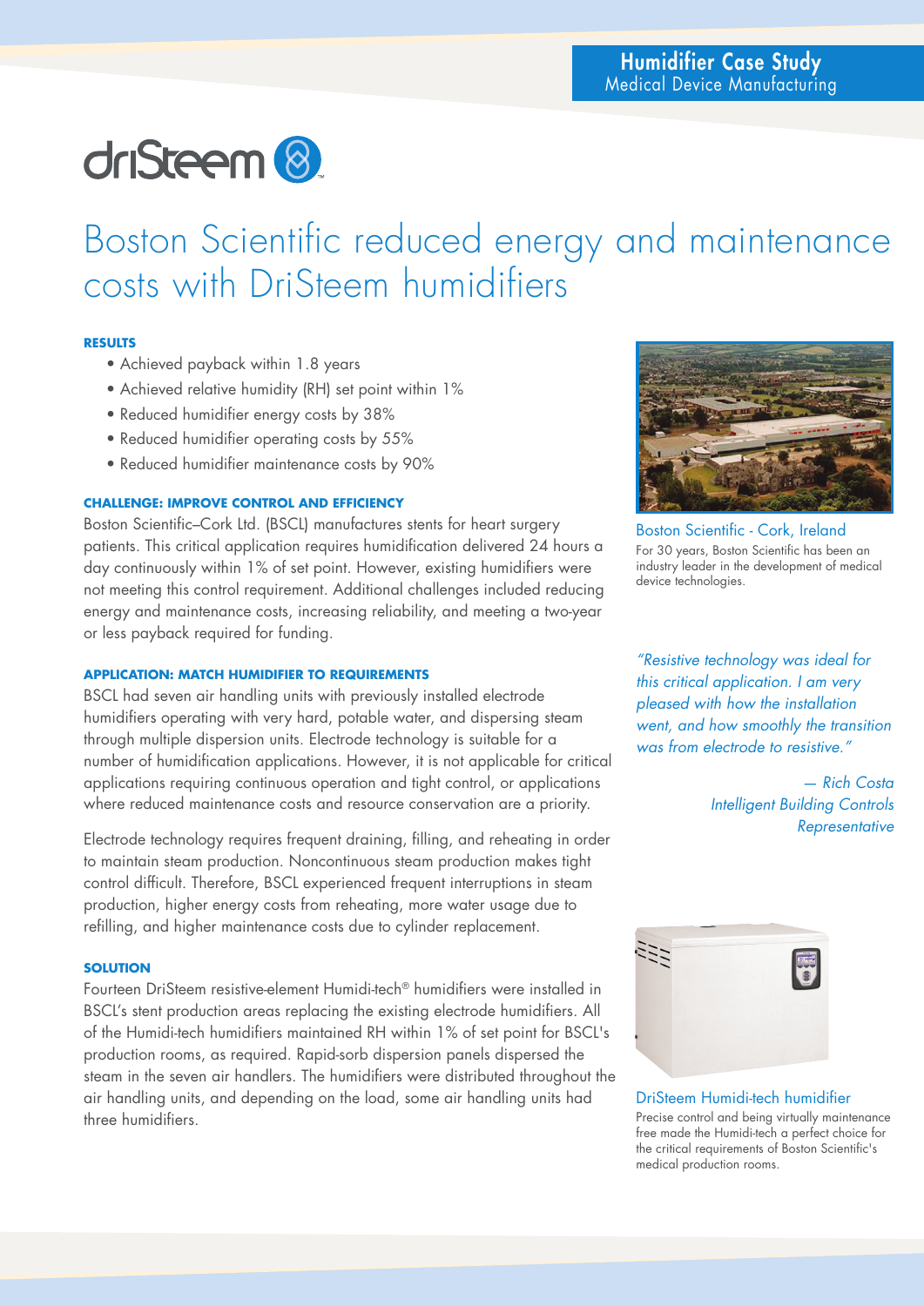**Humidifier Case Study**
Medical Device Manufacturing

driSteem

# Boston Scientific reduced energy and maintenance costs with DriSteem humidifiers

### RESULTS

- Achieved payback within 1.8 years
- Achieved relative humidity (RH) set point within 1%
- Reduced humidifier energy costs by 38%
- Reduced humidifier operating costs by 55%
- Reduced humidifier maintenance costs by 90%

### CHALLENGE: IMPROVE CONTROL AND EFFICIENCY

Boston Scientific–Cork Ltd. (BSCL) manufactures stents for heart surgery patients. This critical application requires humidification delivered 24 hours a day continuously within 1% of set point. However, existing humidifiers were not meeting this control requirement. Additional challenges included reducing energy and maintenance costs, increasing reliability, and meeting a two-year or less payback required for funding.

### APPLICATION: MATCH HUMIDIFIER TO REQUIREMENTS

BSCL had seven air handling units with previously installed electrode humidifiers operating with very hard, potable water, and dispersing steam through multiple dispersion units. Electrode technology is suitable for a number of humidification applications. However, it is not applicable for critical applications requiring continuous operation and tight control, or applications where reduced maintenance costs and resource conservation are a priority.

Electrode technology requires frequent draining, filling, and reheating in order to maintain steam production. Noncontinuous steam production makes tight control difficult. Therefore, BSCL experienced frequent interruptions in steam production, higher energy costs from reheating, more water usage due to refilling, and higher maintenance costs due to cylinder replacement.

### SOLUTION

Fourteen DriSteem resistive-element Humidi-tech® humidifiers were installed in BSCL's stent production areas replacing the existing electrode humidifiers. All of the Humidi-tech humidifiers maintained RH within 1% of set point for BSCL's production rooms, as required. Rapid-sorb dispersion panels dispersed the steam in the seven air handlers. The humidifiers were distributed throughout the air handling units, and depending on the load, some air handling units had three humidifiers.

Boston Scientific - Cork, Ireland

For 30 years, Boston Scientific has been an industry leader in the development of medical device technologies.

*"Resistive technology was ideal for this critical application. I am very pleased with how the installation went, and how smoothly the transition was from electrode to resistive."*

*— Rich Costa*
*Intelligent Building Controls Representative*

DriSteem Humidi-tech humidifier

Precise control and being virtually maintenance free made the Humidi-tech a perfect choice for the critical requirements of Boston Scientific's medical production rooms.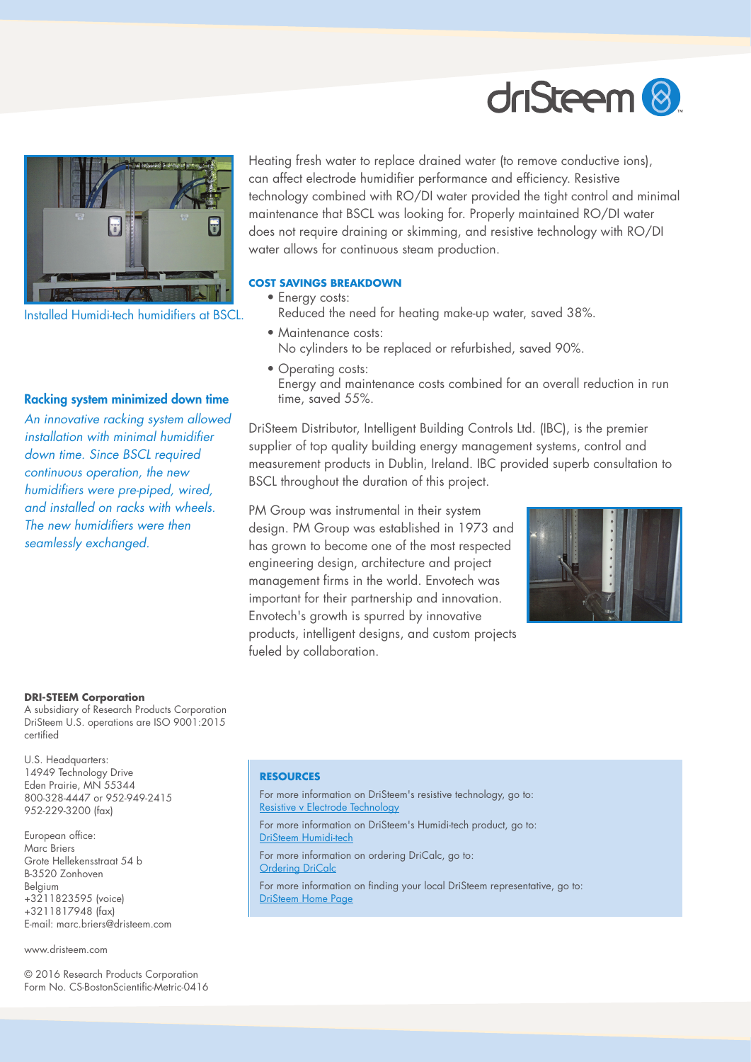Installed Humidi-tech humidifiers at BSCL.

Heating fresh water to replace drained water (to remove conductive ions), can affect electrode humidifier performance and efficiency. Resistive technology combined with RO/DI water provided the tight control and minimal maintenance that BSCL was looking for. Properly maintained RO/DI water does not require draining or skimming, and resistive technology with RO/DI water allows for continuous steam production.

### Racking system minimized down time

*An innovative racking system allowed installation with minimal humidifier down time. Since BSCL required continuous operation, the new humidifiers were pre-piped, wired, and installed on racks with wheels. The new humidifiers were then seamlessly exchanged.*

### COST SAVINGS BREAKDOWN

- Energy costs:
  Reduced the need for heating make-up water, saved 38%.
- Maintenance costs:
  No cylinders to be replaced or refurbished, saved 90%.
- Operating costs:
  Energy and maintenance costs combined for an overall reduction in run time, saved 55%.

DriSteem Distributor, Intelligent Building Controls Ltd. (IBC), is the premier supplier of top quality building energy management systems, control and measurement products in Dublin, Ireland. IBC provided superb consultation to BSCL throughout the duration of this project.

PM Group was instrumental in their system design. PM Group was established in 1973 and has grown to become one of the most respected engineering design, architecture and project management firms in the world. Envotech was important for their partnership and innovation. Envotech's growth is spurred by innovative products, intelligent designs, and custom projects fueled by collaboration.

**DRI-STEEM Corporation**
A subsidiary of Research Products Corporation
DriSteem U.S. operations are ISO 9001:2015 certified

U.S. Headquarters:
14949 Technology Drive
Eden Prairie, MN 55344
800-328-4447 or 952-949-2415
952-229-3200 (fax)

European office:
Marc Briers
Grote Hellekensstraat 54 b
B-3520 Zonhoven
Belgium
+3211823595 (voice)
+3211817948 (fax)
E-mail: marc.briers@dristeem.com

www.dristeem.com

© 2016 Research Products Corporation
Form No. CS-BostonScientific-Metric-0416

### RESOURCES

For more information on DriSteem's resistive technology, go to:
Resistive v Electrode Technology

For more information on DriSteem's Humidi-tech product, go to:
DriSteem Humidi-tech

For more information on ordering DriCalc, go to:
Ordering DriCalc

For more information on finding your local DriSteem representative, go to:
DriSteem Home Page